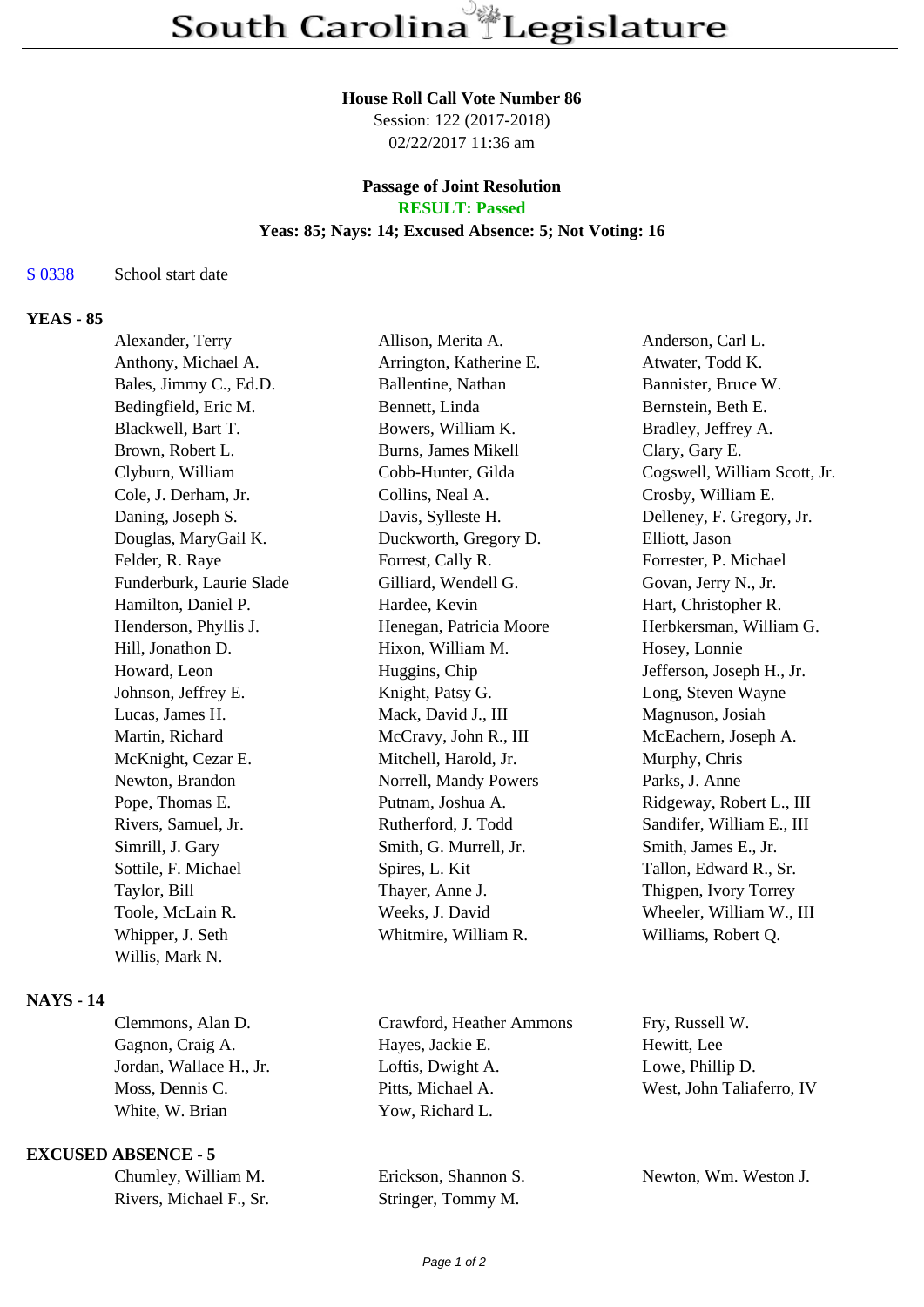# South Carolina Legislature

**House Roll Call Vote Number 86**
Session: 122 (2017-2018)
02/22/2017 11:36 am

**Passage of Joint Resolution**
**RESULT: Passed**
**Yeas: 85; Nays: 14; Excused Absence: 5; Not Voting: 16**

S 0338 School start date

## YEAS - 85

| | | |
|---|---|---|
| Alexander, Terry | Allison, Merita A. | Anderson, Carl L. |
| Anthony, Michael A. | Arrington, Katherine E. | Atwater, Todd K. |
| Bales, Jimmy C., Ed.D. | Ballentine, Nathan | Bannister, Bruce W. |
| Bedingfield, Eric M. | Bennett, Linda | Bernstein, Beth E. |
| Blackwell, Bart T. | Bowers, William K. | Bradley, Jeffrey A. |
| Brown, Robert L. | Burns, James Mikell | Clary, Gary E. |
| Clyburn, William | Cobb-Hunter, Gilda | Cogswell, William Scott, Jr. |
| Cole, J. Derham, Jr. | Collins, Neal A. | Crosby, William E. |
| Daning, Joseph S. | Davis, Sylleste H. | Delleney, F. Gregory, Jr. |
| Douglas, MaryGail K. | Duckworth, Gregory D. | Elliott, Jason |
| Felder, R. Raye | Forrest, Cally R. | Forrester, P. Michael |
| Funderburk, Laurie Slade | Gilliard, Wendell G. | Govan, Jerry N., Jr. |
| Hamilton, Daniel P. | Hardee, Kevin | Hart, Christopher R. |
| Henderson, Phyllis J. | Henegan, Patricia Moore | Herbkersman, William G. |
| Hill, Jonathon D. | Hixon, William M. | Hosey, Lonnie |
| Howard, Leon | Huggins, Chip | Jefferson, Joseph H., Jr. |
| Johnson, Jeffrey E. | Knight, Patsy G. | Long, Steven Wayne |
| Lucas, James H. | Mack, David J., III | Magnuson, Josiah |
| Martin, Richard | McCravy, John R., III | McEachern, Joseph A. |
| McKnight, Cezar E. | Mitchell, Harold, Jr. | Murphy, Chris |
| Newton, Brandon | Norrell, Mandy Powers | Parks, J. Anne |
| Pope, Thomas E. | Putnam, Joshua A. | Ridgeway, Robert L., III |
| Rivers, Samuel, Jr. | Rutherford, J. Todd | Sandifer, William E., III |
| Simrill, J. Gary | Smith, G. Murrell, Jr. | Smith, James E., Jr. |
| Sottile, F. Michael | Spires, L. Kit | Tallon, Edward R., Sr. |
| Taylor, Bill | Thayer, Anne J. | Thigpen, Ivory Torrey |
| Toole, McLain R. | Weeks, J. David | Wheeler, William W., III |
| Whipper, J. Seth | Whitmire, William R. | Williams, Robert Q. |
| Willis, Mark N. | | |

## NAYS - 14

| | | |
|---|---|---|
| Clemmons, Alan D. | Crawford, Heather Ammons | Fry, Russell W. |
| Gagnon, Craig A. | Hayes, Jackie E. | Hewitt, Lee |
| Jordan, Wallace H., Jr. | Loftis, Dwight A. | Lowe, Phillip D. |
| Moss, Dennis C. | Pitts, Michael A. | West, John Taliaferro, IV |
| White, W. Brian | Yow, Richard L. | |

## EXCUSED ABSENCE - 5

| | | |
|---|---|---|
| Chumley, William M. | Erickson, Shannon S. | Newton, Wm. Weston J. |
| Rivers, Michael F., Sr. | Stringer, Tommy M. | |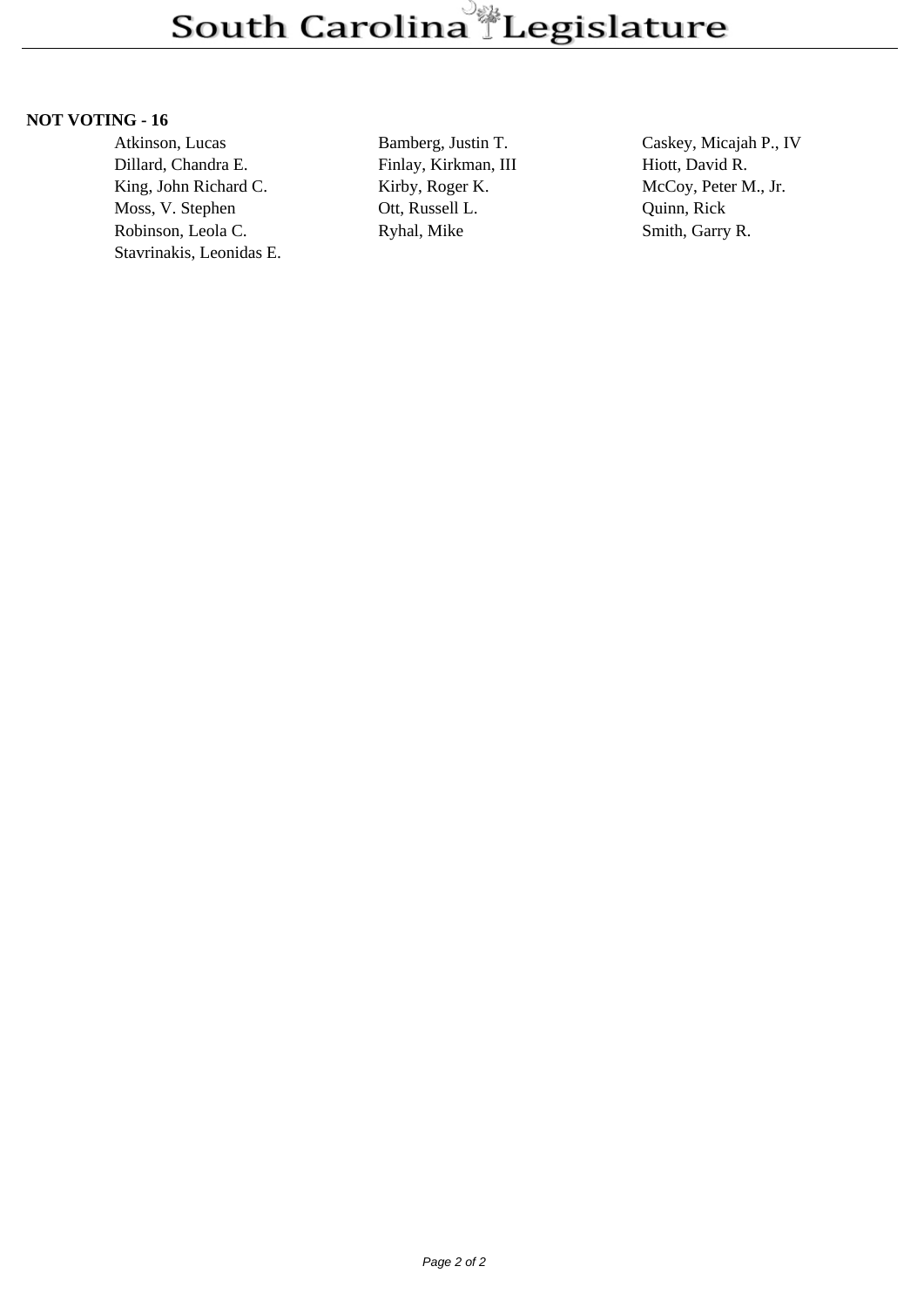**NOT VOTING - 16**

| | | |
|---|---|---|
| Atkinson, Lucas | Bamberg, Justin T. | Caskey, Micajah P., IV |
| Dillard, Chandra E. | Finlay, Kirkman, III | Hiott, David R. |
| King, John Richard C. | Kirby, Roger K. | McCoy, Peter M., Jr. |
| Moss, V. Stephen | Ott, Russell L. | Quinn, Rick |
| Robinson, Leola C. | Ryhal, Mike | Smith, Garry R. |
| Stavrinakis, Leonidas E. | | |